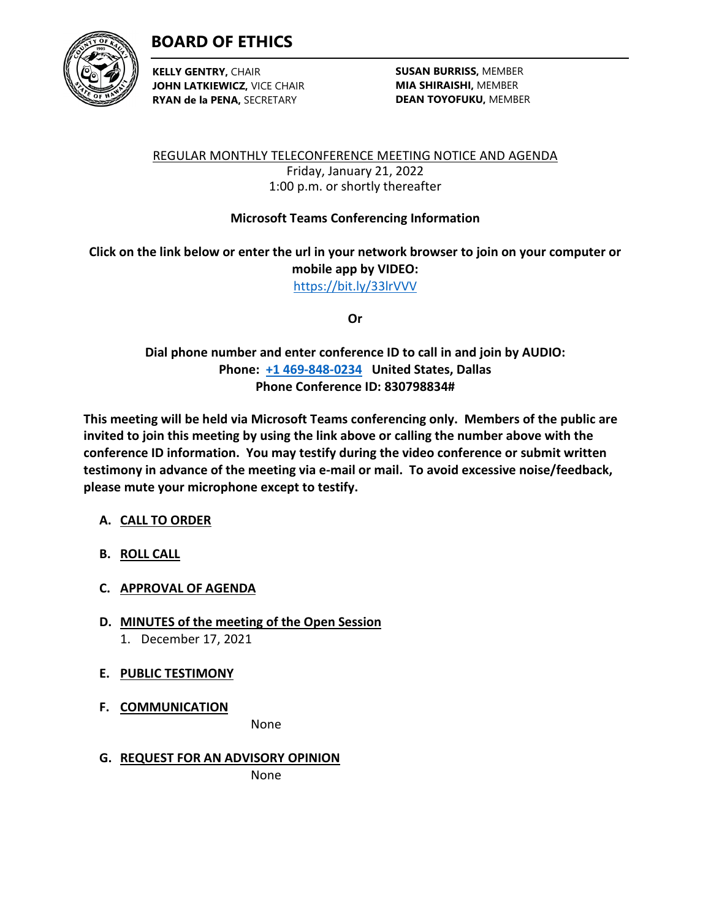# BOARD OF ETHICS

**KELLY GENTRY,** CHAIR
**JOHN LATKIEWICZ,** VICE CHAIR
**RYAN de la PENA,** SECRETARY

**SUSAN BURRISS,** MEMBER
**MIA SHIRAISHI,** MEMBER
**DEAN TOYOFUKU,** MEMBER

REGULAR MONTHLY TELECONFERENCE MEETING NOTICE AND AGENDA
Friday, January 21, 2022
1:00 p.m. or shortly thereafter

**Microsoft Teams Conferencing Information**

**Click on the link below or enter the url in your network browser to join on your computer or mobile app by VIDEO:**
https://bit.ly/33lrVVV

**Or**

**Dial phone number and enter conference ID to call in and join by AUDIO:**
**Phone: +1 469-848-0234 United States, Dallas**
**Phone Conference ID: 830798834#**

**This meeting will be held via Microsoft Teams conferencing only. Members of the public are invited to join this meeting by using the link above or calling the number above with the conference ID information. You may testify during the video conference or submit written testimony in advance of the meeting via e-mail or mail. To avoid excessive noise/feedback, please mute your microphone except to testify.**

**A. CALL TO ORDER**

**B. ROLL CALL**

**C. APPROVAL OF AGENDA**

**D. MINUTES of the meeting of the Open Session**
1. December 17, 2021

**E. PUBLIC TESTIMONY**

**F. COMMUNICATION**

None

**G. REQUEST FOR AN ADVISORY OPINION**

None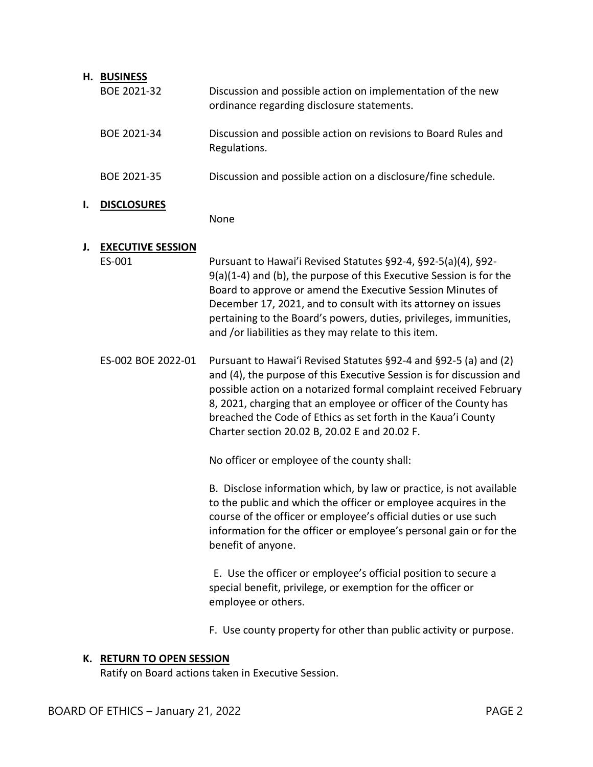**H. BUSINESS**

BOE 2021-32 Discussion and possible action on implementation of the new ordinance regarding disclosure statements.

BOE 2021-34 Discussion and possible action on revisions to Board Rules and Regulations.

BOE 2021-35 Discussion and possible action on a disclosure/fine schedule.

**I. DISCLOSURES**

None

**J. EXECUTIVE SESSION**

ES-001 Pursuant to Hawai'i Revised Statutes §92-4, §92-5(a)(4), §92-9(a)(1-4) and (b), the purpose of this Executive Session is for the Board to approve or amend the Executive Session Minutes of December 17, 2021, and to consult with its attorney on issues pertaining to the Board's powers, duties, privileges, immunities, and /or liabilities as they may relate to this item.

ES-002 BOE 2022-01 Pursuant to Hawai'i Revised Statutes §92-4 and §92-5 (a) and (2) and (4), the purpose of this Executive Session is for discussion and possible action on a notarized formal complaint received February 8, 2021, charging that an employee or officer of the County has breached the Code of Ethics as set forth in the Kaua'i County Charter section 20.02 B, 20.02 E and 20.02 F.

No officer or employee of the county shall:

B. Disclose information which, by law or practice, is not available to the public and which the officer or employee acquires in the course of the officer or employee's official duties or use such information for the officer or employee's personal gain or for the benefit of anyone.

E. Use the officer or employee's official position to secure a special benefit, privilege, or exemption for the officer or employee or others.

F. Use county property for other than public activity or purpose.

**K. RETURN TO OPEN SESSION**

Ratify on Board actions taken in Executive Session.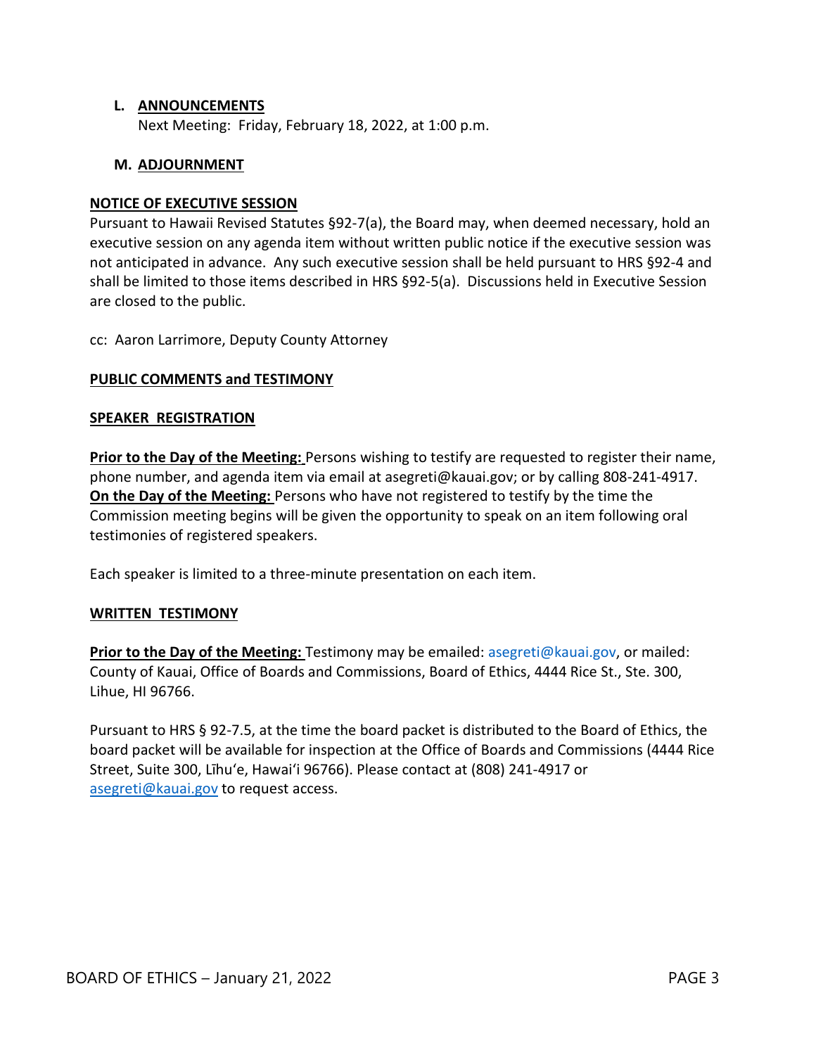**L. ANNOUNCEMENTS**

Next Meeting: Friday, February 18, 2022, at 1:00 p.m.

**M. ADJOURNMENT**

**NOTICE OF EXECUTIVE SESSION**

Pursuant to Hawaii Revised Statutes §92-7(a), the Board may, when deemed necessary, hold an executive session on any agenda item without written public notice if the executive session was not anticipated in advance. Any such executive session shall be held pursuant to HRS §92-4 and shall be limited to those items described in HRS §92-5(a). Discussions held in Executive Session are closed to the public.

cc: Aaron Larrimore, Deputy County Attorney

**PUBLIC COMMENTS and TESTIMONY**

**SPEAKER REGISTRATION**

**Prior to the Day of the Meeting:** Persons wishing to testify are requested to register their name, phone number, and agenda item via email at asegreti@kauai.gov; or by calling 808-241-4917.
**On the Day of the Meeting:** Persons who have not registered to testify by the time the Commission meeting begins will be given the opportunity to speak on an item following oral testimonies of registered speakers.

Each speaker is limited to a three-minute presentation on each item.

**WRITTEN TESTIMONY**

**Prior to the Day of the Meeting:** Testimony may be emailed: asegreti@kauai.gov, or mailed: County of Kauai, Office of Boards and Commissions, Board of Ethics, 4444 Rice St., Ste. 300, Lihue, HI 96766.

Pursuant to HRS § 92-7.5, at the time the board packet is distributed to the Board of Ethics, the board packet will be available for inspection at the Office of Boards and Commissions (4444 Rice Street, Suite 300, Līhuʻe, Hawaiʻi 96766). Please contact at (808) 241-4917 or asegreti@kauai.gov to request access.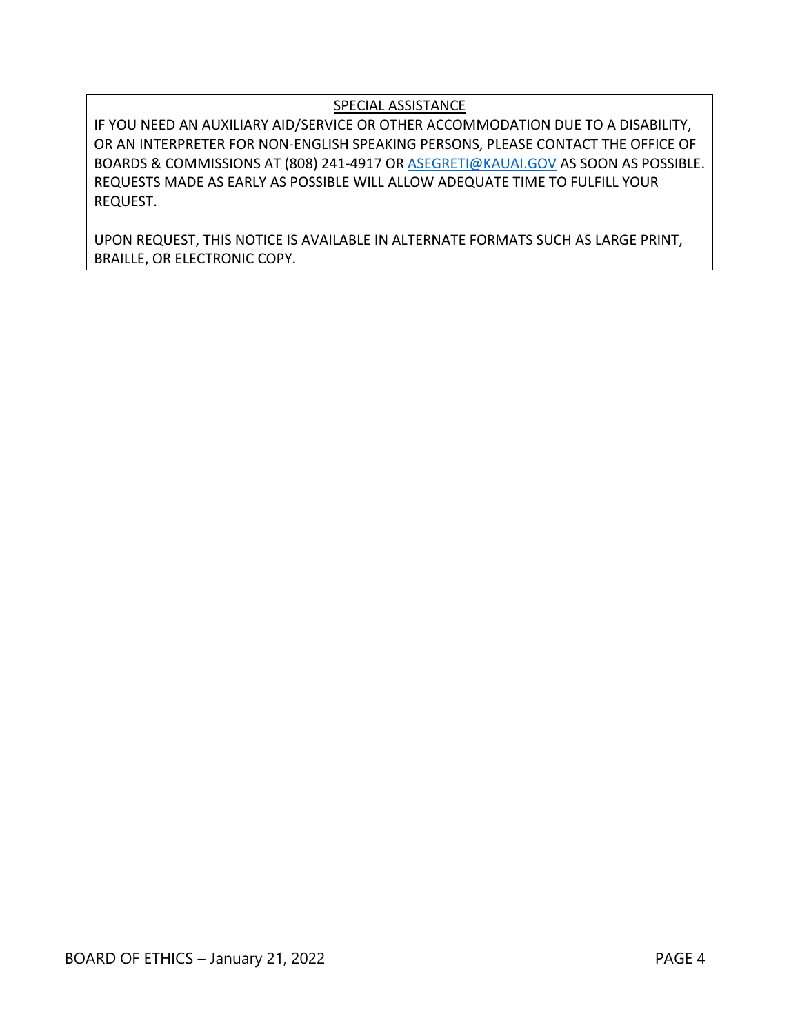<u>SPECIAL ASSISTANCE</u>

IF YOU NEED AN AUXILIARY AID/SERVICE OR OTHER ACCOMMODATION DUE TO A DISABILITY, OR AN INTERPRETER FOR NON-ENGLISH SPEAKING PERSONS, PLEASE CONTACT THE OFFICE OF BOARDS & COMMISSIONS AT (808) 241-4917 OR ASEGRETI@KAUAI.GOV AS SOON AS POSSIBLE. REQUESTS MADE AS EARLY AS POSSIBLE WILL ALLOW ADEQUATE TIME TO FULFILL YOUR REQUEST.

UPON REQUEST, THIS NOTICE IS AVAILABLE IN ALTERNATE FORMATS SUCH AS LARGE PRINT, BRAILLE, OR ELECTRONIC COPY.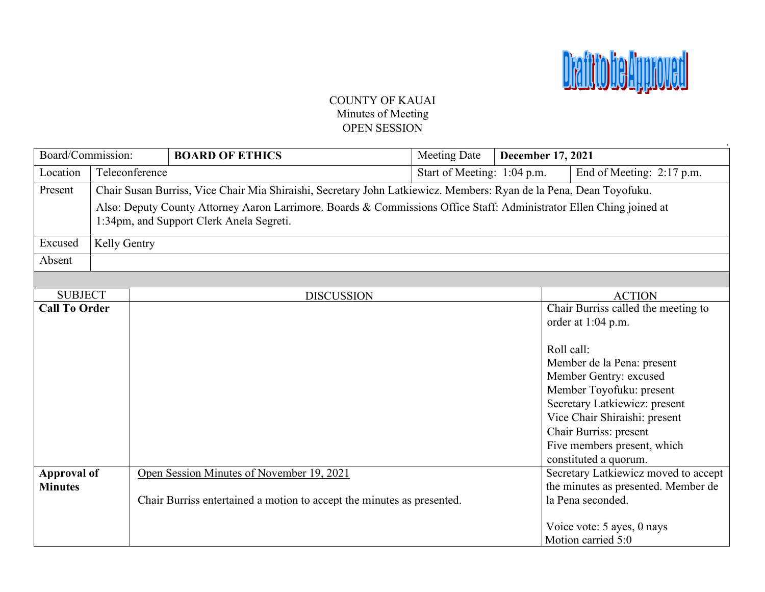Draft to be Approved

COUNTY OF KAUAI
Minutes of Meeting
OPEN SESSION

| Board/Commission: | BOARD OF ETHICS | Meeting Date | **December 17, 2021** |
|---|---|---|---|
| Location | Teleconference | Start of Meeting: 1:04 p.m. | End of Meeting: 2:17 p.m. |
| Present | Chair Susan Burriss, Vice Chair Mia Shiraishi, Secretary John Latkiewicz. Members: Ryan de la Pena, Dean Toyofuku. Also: Deputy County Attorney Aaron Larrimore. Boards & Commissions Office Staff: Administrator Ellen Ching joined at 1:34pm, and Support Clerk Anela Segreti. | | |
| Excused | Kelly Gentry | | |
| Absent | | | |

| SUBJECT | DISCUSSION | ACTION |
|---|---|---|
| **Call To Order** | | Chair Burriss called the meeting to order at 1:04 p.m.<br><br>Roll call:<br>Member de la Pena: present<br>Member Gentry: excused<br>Member Toyofuku: present<br>Secretary Latkiewicz: present<br>Vice Chair Shiraishi: present<br>Chair Burriss: present<br>Five members present, which constituted a quorum. |
| **Approval of Minutes** | <u>Open Session Minutes of November 19, 2021</u><br><br>Chair Burriss entertained a motion to accept the minutes as presented. | Secretary Latkiewicz moved to accept the minutes as presented. Member de la Pena seconded.<br><br>Voice vote: 5 ayes, 0 nays<br>Motion carried 5:0 |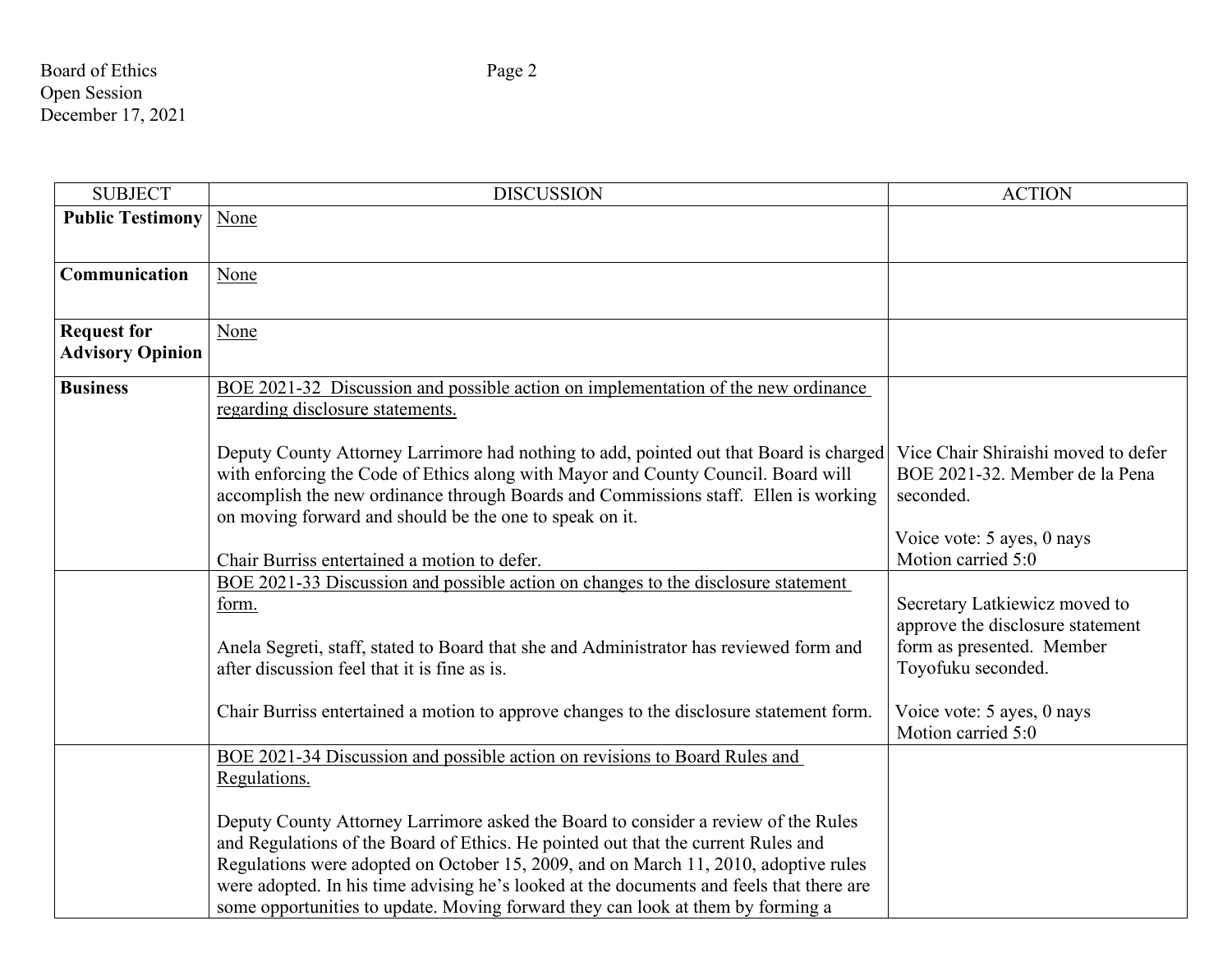| SUBJECT | DISCUSSION | ACTION |
|---|---|---|
| **Public Testimony** | None | |
| **Communication** | None | |
| **Request for Advisory Opinion** | None | |
| **Business** | BOE 2021-32 Discussion and possible action on implementation of the new ordinance regarding disclosure statements.<br><br>Deputy County Attorney Larrimore had nothing to add, pointed out that Board is charged with enforcing the Code of Ethics along with Mayor and County Council. Board will accomplish the new ordinance through Boards and Commissions staff. Ellen is working on moving forward and should be the one to speak on it.<br><br>Chair Burriss entertained a motion to defer. | Vice Chair Shiraishi moved to defer BOE 2021-32. Member de la Pena seconded.<br><br>Voice vote: 5 ayes, 0 nays<br>Motion carried 5:0 |
| | BOE 2021-33 Discussion and possible action on changes to the disclosure statement form.<br><br>Anela Segreti, staff, stated to Board that she and Administrator has reviewed form and after discussion feel that it is fine as is.<br><br>Chair Burriss entertained a motion to approve changes to the disclosure statement form. | Secretary Latkiewicz moved to approve the disclosure statement form as presented. Member Toyofuku seconded.<br><br>Voice vote: 5 ayes, 0 nays<br>Motion carried 5:0 |
| | BOE 2021-34 Discussion and possible action on revisions to Board Rules and Regulations.<br><br>Deputy County Attorney Larrimore asked the Board to consider a review of the Rules and Regulations of the Board of Ethics. He pointed out that the current Rules and Regulations were adopted on October 15, 2009, and on March 11, 2010, adoptive rules were adopted. In his time advising he's looked at the documents and feels that there are some opportunities to update. Moving forward they can look at them by forming a | |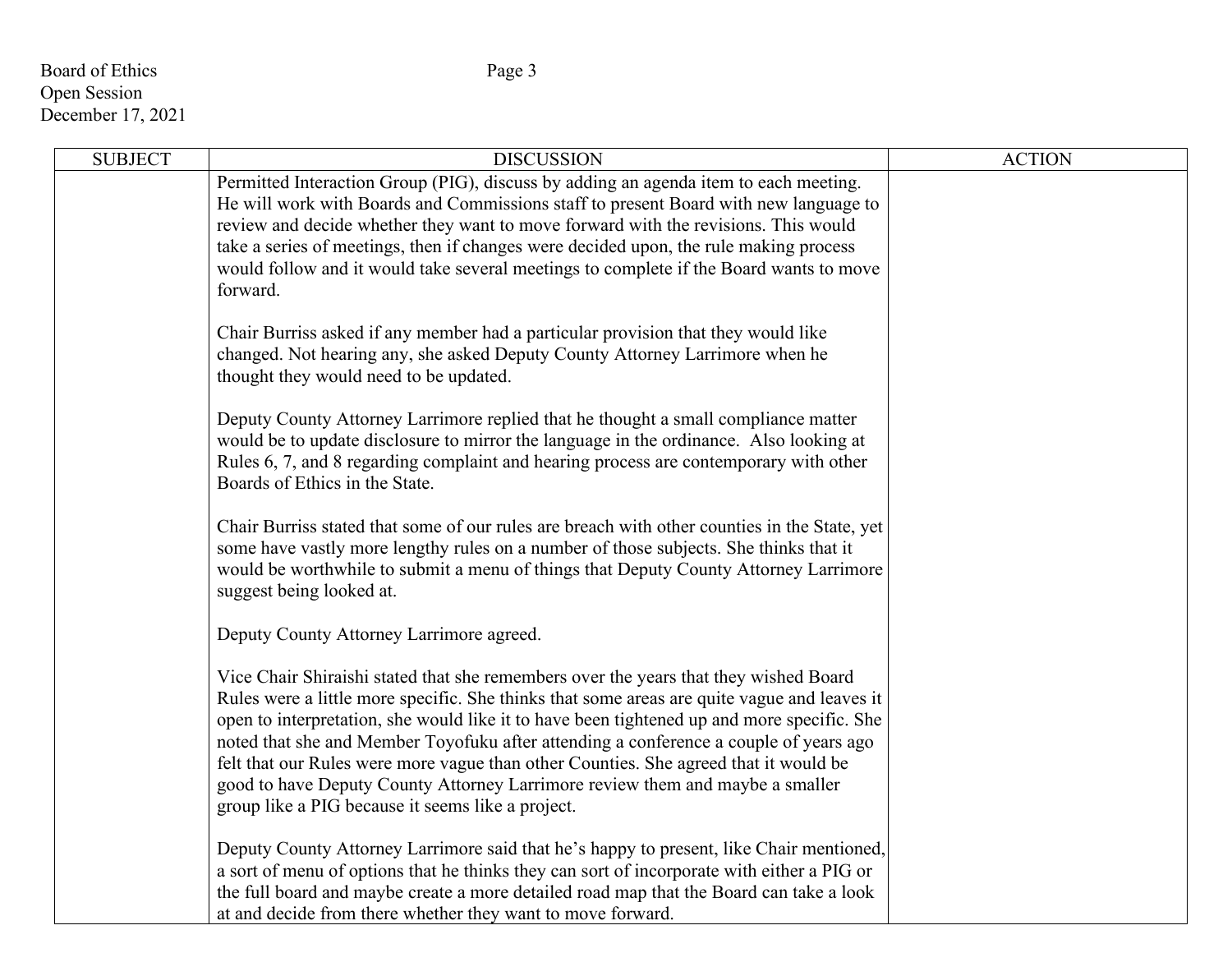| SUBJECT | DISCUSSION | ACTION |
|---|---|---|
| | Permitted Interaction Group (PIG), discuss by adding an agenda item to each meeting. He will work with Boards and Commissions staff to present Board with new language to review and decide whether they want to move forward with the revisions. This would take a series of meetings, then if changes were decided upon, the rule making process would follow and it would take several meetings to complete if the Board wants to move forward.<br><br>Chair Burriss asked if any member had a particular provision that they would like changed. Not hearing any, she asked Deputy County Attorney Larrimore when he thought they would need to be updated.<br><br>Deputy County Attorney Larrimore replied that he thought a small compliance matter would be to update disclosure to mirror the language in the ordinance. Also looking at Rules 6, 7, and 8 regarding complaint and hearing process are contemporary with other Boards of Ethics in the State.<br><br>Chair Burriss stated that some of our rules are breach with other counties in the State, yet some have vastly more lengthy rules on a number of those subjects. She thinks that it would be worthwhile to submit a menu of things that Deputy County Attorney Larrimore suggest being looked at.<br><br>Deputy County Attorney Larrimore agreed.<br><br>Vice Chair Shiraishi stated that she remembers over the years that they wished Board Rules were a little more specific. She thinks that some areas are quite vague and leaves it open to interpretation, she would like it to have been tightened up and more specific. She noted that she and Member Toyofuku after attending a conference a couple of years ago felt that our Rules were more vague than other Counties. She agreed that it would be good to have Deputy County Attorney Larrimore review them and maybe a smaller group like a PIG because it seems like a project.<br><br>Deputy County Attorney Larrimore said that he's happy to present, like Chair mentioned, a sort of menu of options that he thinks they can sort of incorporate with either a PIG or the full board and maybe create a more detailed road map that the Board can take a look at and decide from there whether they want to move forward. | |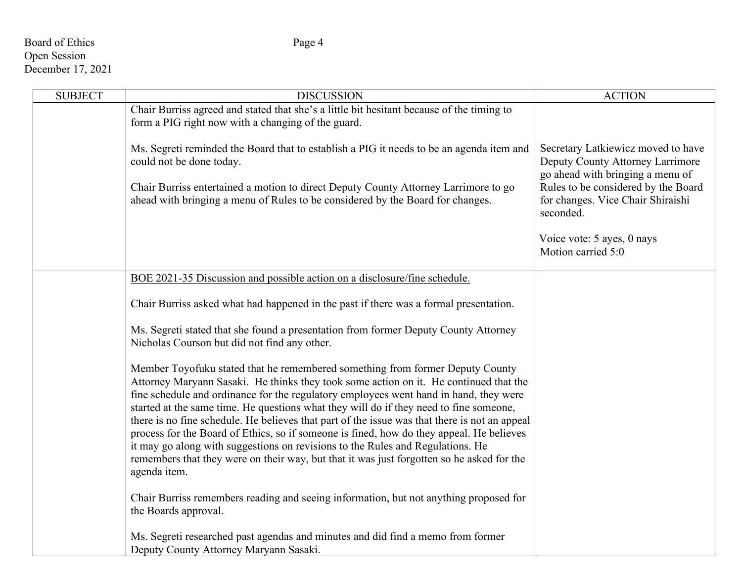| SUBJECT | DISCUSSION | ACTION |
|---|---|---|
| | Chair Burriss agreed and stated that she's a little bit hesitant because of the timing to form a PIG right now with a changing of the guard.<br><br>Ms. Segreti reminded the Board that to establish a PIG it needs to be an agenda item and could not be done today.<br><br>Chair Burriss entertained a motion to direct Deputy County Attorney Larrimore to go ahead with bringing a menu of Rules to be considered by the Board for changes. | Secretary Latkiewicz moved to have Deputy County Attorney Larrimore go ahead with bringing a menu of Rules to be considered by the Board for changes. Vice Chair Shiraishi seconded.<br><br>Voice vote: 5 ayes, 0 nays<br>Motion carried 5:0 |
| | BOE 2021-35 Discussion and possible action on a disclosure/fine schedule.<br><br>Chair Burriss asked what had happened in the past if there was a formal presentation.<br><br>Ms. Segreti stated that she found a presentation from former Deputy County Attorney Nicholas Courson but did not find any other.<br><br>Member Toyofuku stated that he remembered something from former Deputy County Attorney Maryann Sasaki. He thinks they took some action on it. He continued that the fine schedule and ordinance for the regulatory employees went hand in hand, they were started at the same time. He questions what they will do if they need to fine someone, there is no fine schedule. He believes that part of the issue was that there is not an appeal process for the Board of Ethics, so if someone is fined, how do they appeal. He believes it may go along with suggestions on revisions to the Rules and Regulations. He remembers that they were on their way, but that it was just forgotten so he asked for the agenda item.<br><br>Chair Burriss remembers reading and seeing information, but not anything proposed for the Boards approval.<br><br>Ms. Segreti researched past agendas and minutes and did find a memo from former Deputy County Attorney Maryann Sasaki. | |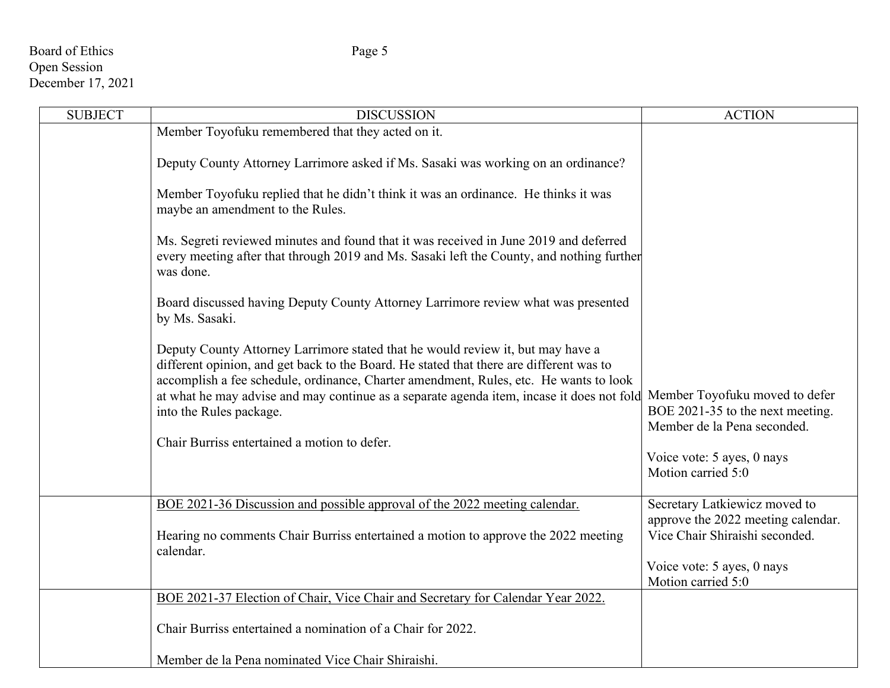| SUBJECT | DISCUSSION | ACTION |
|---|---|---|
| | Member Toyofuku remembered that they acted on it.<br><br>Deputy County Attorney Larrimore asked if Ms. Sasaki was working on an ordinance?<br><br>Member Toyofuku replied that he didn't think it was an ordinance. He thinks it was maybe an amendment to the Rules.<br><br>Ms. Segreti reviewed minutes and found that it was received in June 2019 and deferred every meeting after that through 2019 and Ms. Sasaki left the County, and nothing further was done.<br><br>Board discussed having Deputy County Attorney Larrimore review what was presented by Ms. Sasaki.<br><br>Deputy County Attorney Larrimore stated that he would review it, but may have a different opinion, and get back to the Board. He stated that there are different was to accomplish a fee schedule, ordinance, Charter amendment, Rules, etc. He wants to look at what he may advise and may continue as a separate agenda item, incase it does not fold into the Rules package.<br><br>Chair Burriss entertained a motion to defer. | Member Toyofuku moved to defer BOE 2021-35 to the next meeting. Member de la Pena seconded.<br><br>Voice vote: 5 ayes, 0 nays<br>Motion carried 5:0 |
| | <u>BOE 2021-36 Discussion and possible approval of the 2022 meeting calendar.</u><br><br>Hearing no comments Chair Burriss entertained a motion to approve the 2022 meeting calendar. | Secretary Latkiewicz moved to approve the 2022 meeting calendar. Vice Chair Shiraishi seconded.<br><br>Voice vote: 5 ayes, 0 nays<br>Motion carried 5:0 |
| | <u>BOE 2021-37 Election of Chair, Vice Chair and Secretary for Calendar Year 2022.</u><br><br>Chair Burriss entertained a nomination of a Chair for 2022.<br><br>Member de la Pena nominated Vice Chair Shiraishi. | |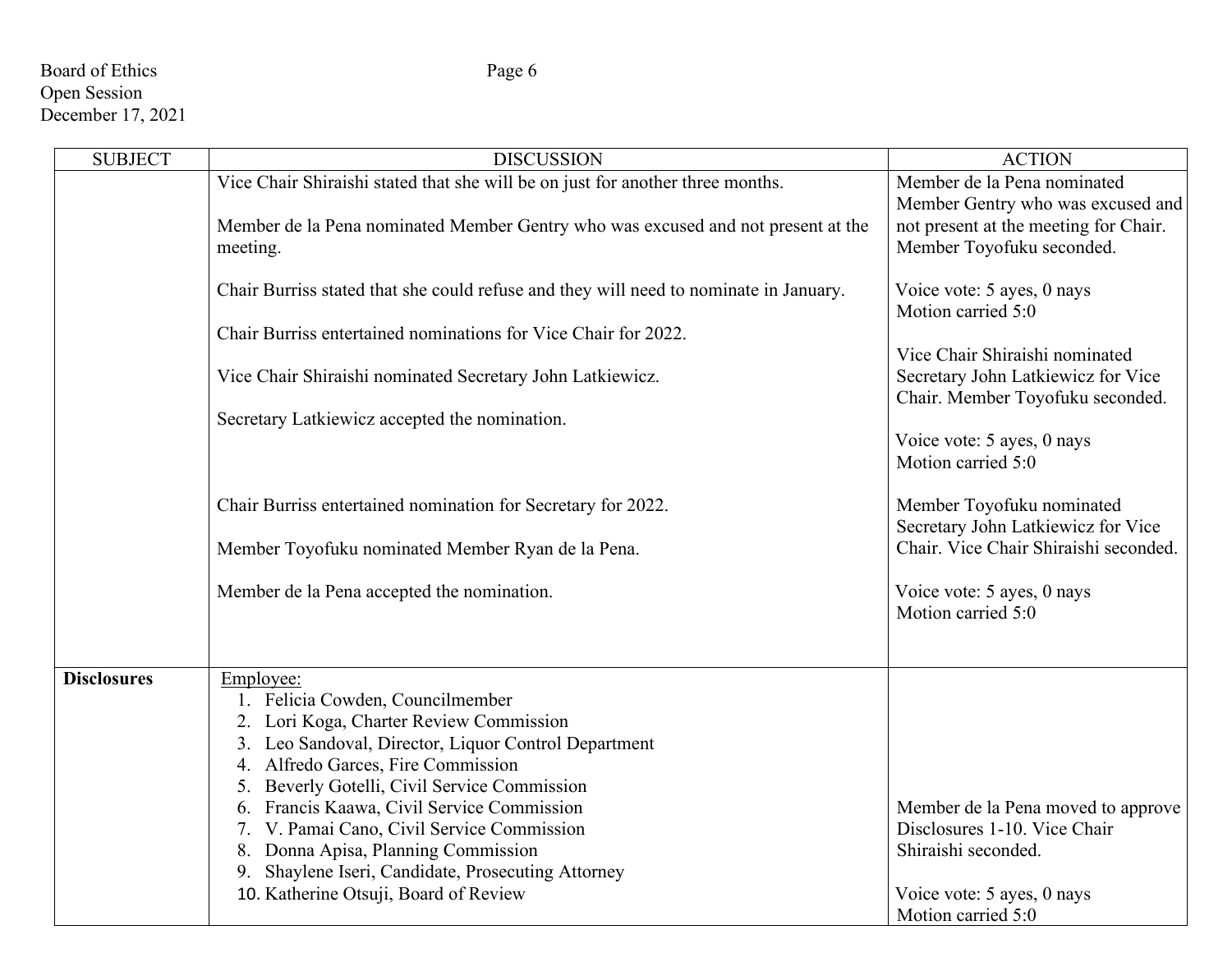| SUBJECT | DISCUSSION | ACTION |
|---|---|---|
| | Vice Chair Shiraishi stated that she will be on just for another three months.<br><br>Member de la Pena nominated Member Gentry who was excused and not present at the meeting.<br><br>Chair Burriss stated that she could refuse and they will need to nominate in January.<br><br>Chair Burriss entertained nominations for Vice Chair for 2022.<br><br>Vice Chair Shiraishi nominated Secretary John Latkiewicz.<br><br>Secretary Latkiewicz accepted the nomination.<br><br>Chair Burriss entertained nomination for Secretary for 2022.<br><br>Member Toyofuku nominated Member Ryan de la Pena.<br><br>Member de la Pena accepted the nomination. | Member de la Pena nominated Member Gentry who was excused and not present at the meeting for Chair. Member Toyofuku seconded.<br><br>Voice vote: 5 ayes, 0 nays<br>Motion carried 5:0<br><br>Vice Chair Shiraishi nominated Secretary John Latkiewicz for Vice Chair. Member Toyofuku seconded.<br><br>Voice vote: 5 ayes, 0 nays<br>Motion carried 5:0<br><br>Member Toyofuku nominated Secretary John Latkiewicz for Vice Chair. Vice Chair Shiraishi seconded.<br><br>Voice vote: 5 ayes, 0 nays<br>Motion carried 5:0 |
| **Disclosures** | Employee:<br>1. Felicia Cowden, Councilmember<br>2. Lori Koga, Charter Review Commission<br>3. Leo Sandoval, Director, Liquor Control Department<br>4. Alfredo Garces, Fire Commission<br>5. Beverly Gotelli, Civil Service Commission<br>6. Francis Kaawa, Civil Service Commission<br>7. V. Pamai Cano, Civil Service Commission<br>8. Donna Apisa, Planning Commission<br>9. Shaylene Iseri, Candidate, Prosecuting Attorney<br>10. Katherine Otsuji, Board of Review | Member de la Pena moved to approve Disclosures 1-10. Vice Chair Shiraishi seconded.<br><br>Voice vote: 5 ayes, 0 nays<br>Motion carried 5:0 |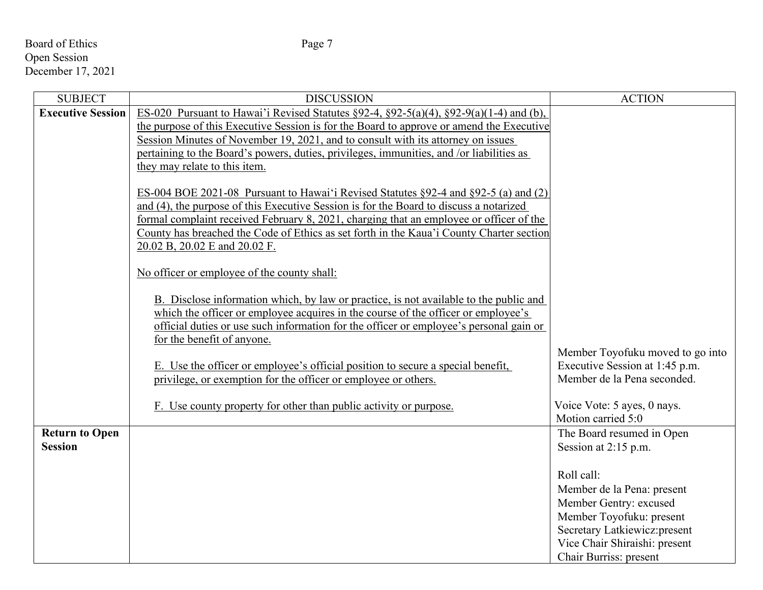| SUBJECT | DISCUSSION | ACTION |
|---|---|---|
| **Executive Session** | ES-020 Pursuant to Hawai'i Revised Statutes §92-4, §92-5(a)(4), §92-9(a)(1-4) and (b), the purpose of this Executive Session is for the Board to approve or amend the Executive Session Minutes of November 19, 2021, and to consult with its attorney on issues pertaining to the Board's powers, duties, privileges, immunities, and /or liabilities as they may relate to this item.<br><br>ES-004 BOE 2021-08 Pursuant to Hawaiʻi Revised Statutes §92-4 and §92-5 (a) and (2) and (4), the purpose of this Executive Session is for the Board to discuss a notarized formal complaint received February 8, 2021, charging that an employee or officer of the County has breached the Code of Ethics as set forth in the Kaua'i County Charter section 20.02 B, 20.02 E and 20.02 F.<br><br>No officer or employee of the county shall:<br><br>B. Disclose information which, by law or practice, is not available to the public and which the officer or employee acquires in the course of the officer or employee's official duties or use such information for the officer or employee's personal gain or for the benefit of anyone.<br><br>E. Use the officer or employee's official position to secure a special benefit, privilege, or exemption for the officer or employee or others.<br><br>F. Use county property for other than public activity or purpose. | Member Toyofuku moved to go into Executive Session at 1:45 p.m. Member de la Pena seconded.<br><br>Voice Vote: 5 ayes, 0 nays. Motion carried 5:0 |
| **Return to Open Session** | | The Board resumed in Open Session at 2:15 p.m.<br><br>Roll call:<br>Member de la Pena: present<br>Member Gentry: excused<br>Member Toyofuku: present<br>Secretary Latkiewicz:present<br>Vice Chair Shiraishi: present<br>Chair Burriss: present |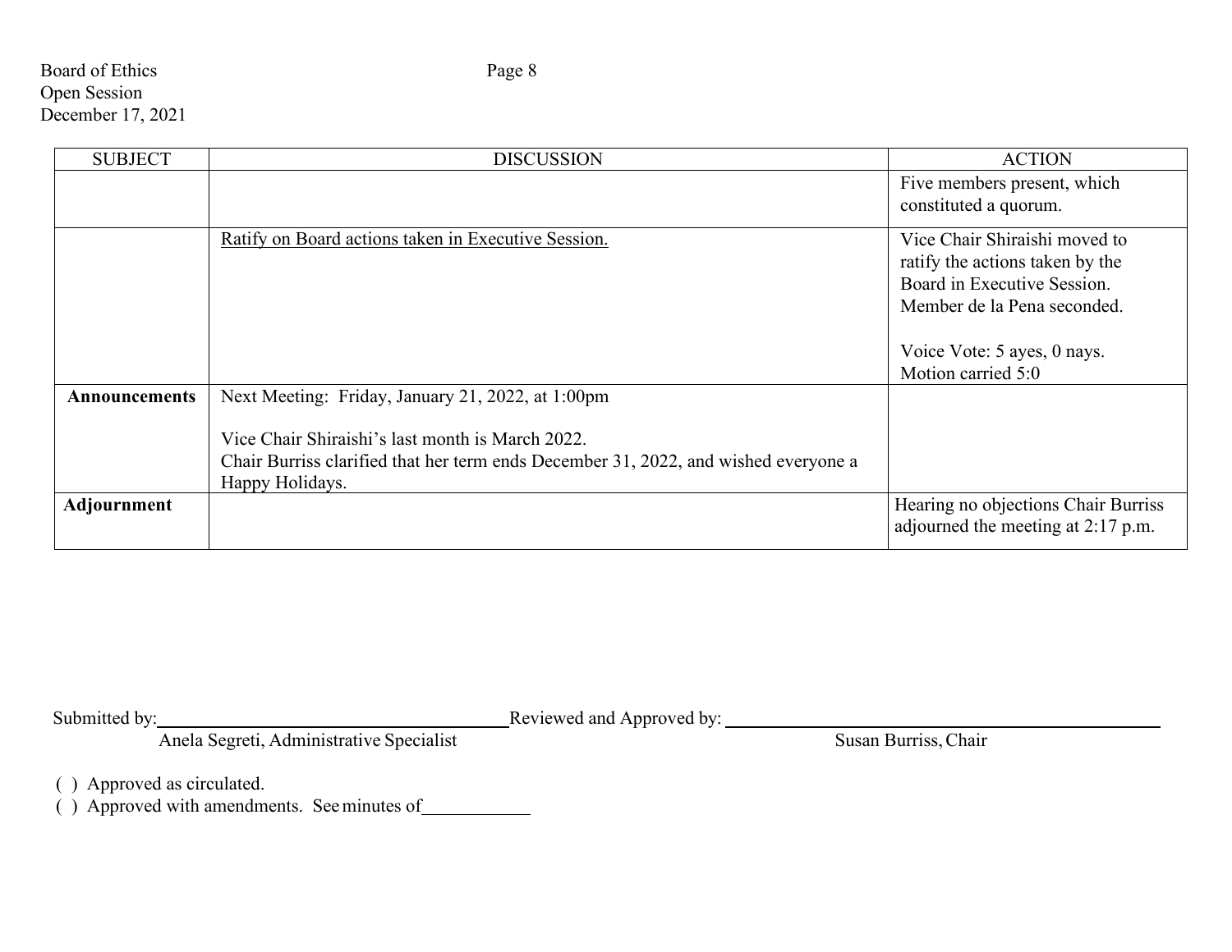| SUBJECT | DISCUSSION | ACTION |
| --- | --- | --- |
| | | Five members present, which constituted a quorum. |
| | Ratify on Board actions taken in Executive Session. | Vice Chair Shiraishi moved to ratify the actions taken by the Board in Executive Session. Member de la Pena seconded.<br><br>Voice Vote: 5 ayes, 0 nays. Motion carried 5:0 |
| **Announcements** | Next Meeting: Friday, January 21, 2022, at 1:00pm<br><br>Vice Chair Shiraishi's last month is March 2022.<br>Chair Burriss clarified that her term ends December 31, 2022, and wished everyone a Happy Holidays. | |
| **Adjournment** | | Hearing no objections Chair Burriss adjourned the meeting at 2:17 p.m. |

Submitted by:\_\_\_\_\_\_\_\_\_\_\_\_\_\_\_\_\_\_\_\_\_\_\_\_\_\_\_\_\_\_ Reviewed and Approved by: \_\_\_\_\_\_\_\_\_\_\_\_\_\_\_\_\_\_\_\_\_\_\_\_\_\_\_\_\_\_

Anela Segreti, Administrative Specialist &nbsp;&nbsp;&nbsp;&nbsp;&nbsp;&nbsp;&nbsp;&nbsp; Susan Burriss, Chair

( ) Approved as circulated.
( ) Approved with amendments. See minutes of\_\_\_\_\_\_\_\_\_\_\_\_